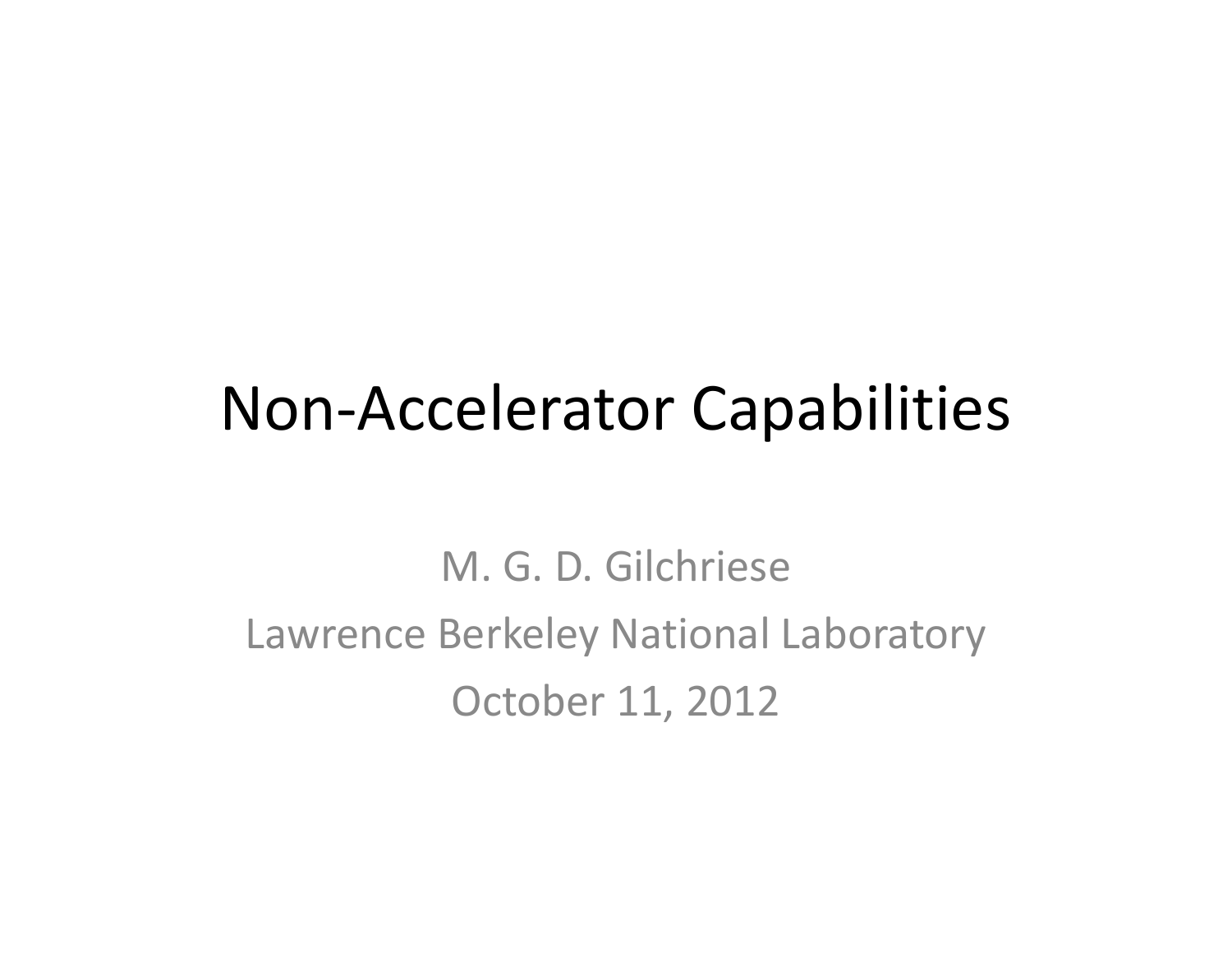# Non-Accelerator Capabilities

M. G. D. Gilchriese

Lawrence Berkeley National Laboratory

October 11, 2012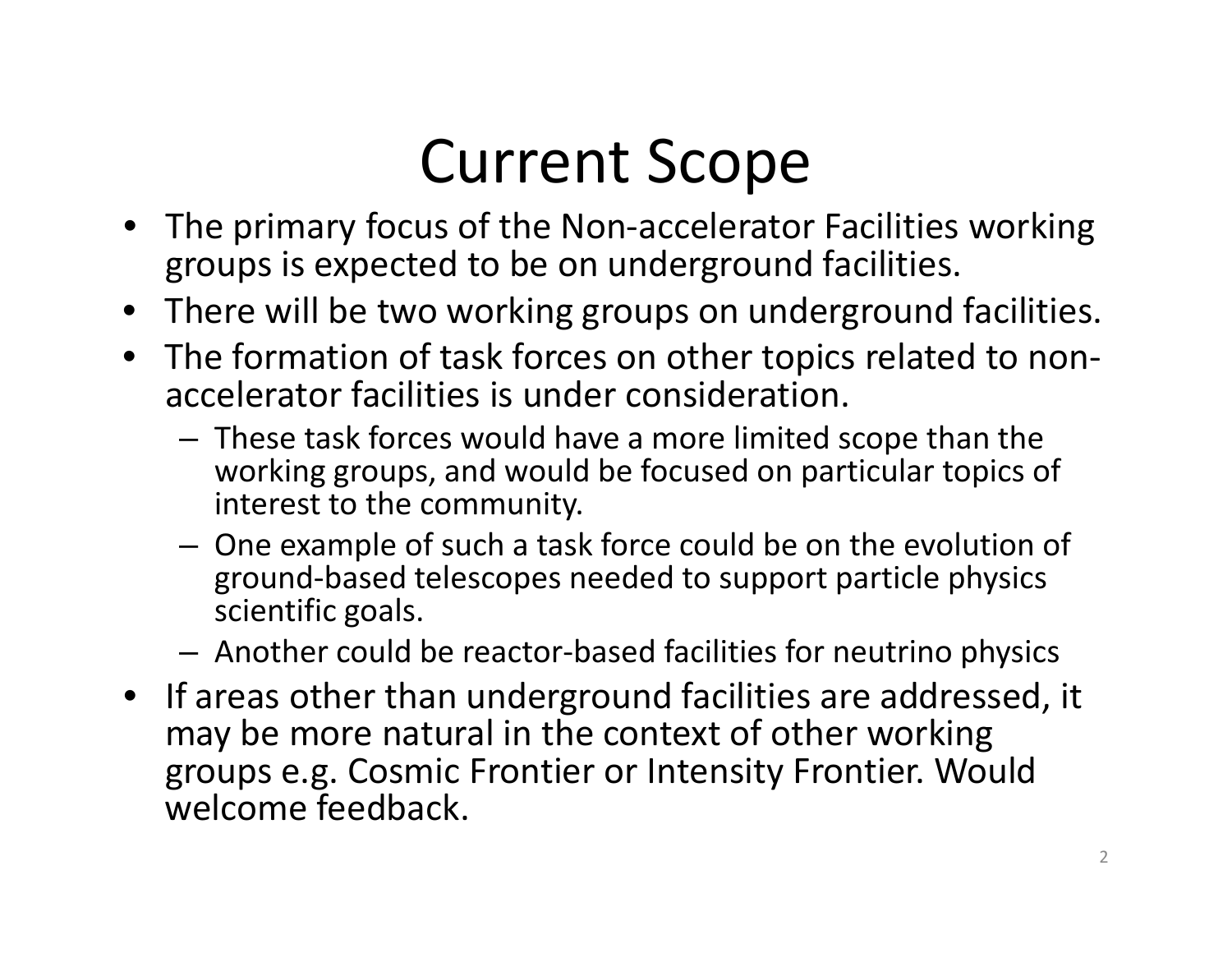# Current Scope

- The primary focus of the Non-accelerator Facilities working groups is expected to be on underground facilities.
- There will be two working groups on underground facilities.
- The formation of task forces on other topics related to non-accelerator facilities is under consideration.
  - These task forces would have a more limited scope than the working groups, and would be focused on particular topics of interest to the community.
  - One example of such a task force could be on the evolution of ground-based telescopes needed to support particle physics scientific goals.
  - Another could be reactor-based facilities for neutrino physics
- If areas other than underground facilities are addressed, it may be more natural in the context of other working groups e.g. Cosmic Frontier or Intensity Frontier. Would welcome feedback.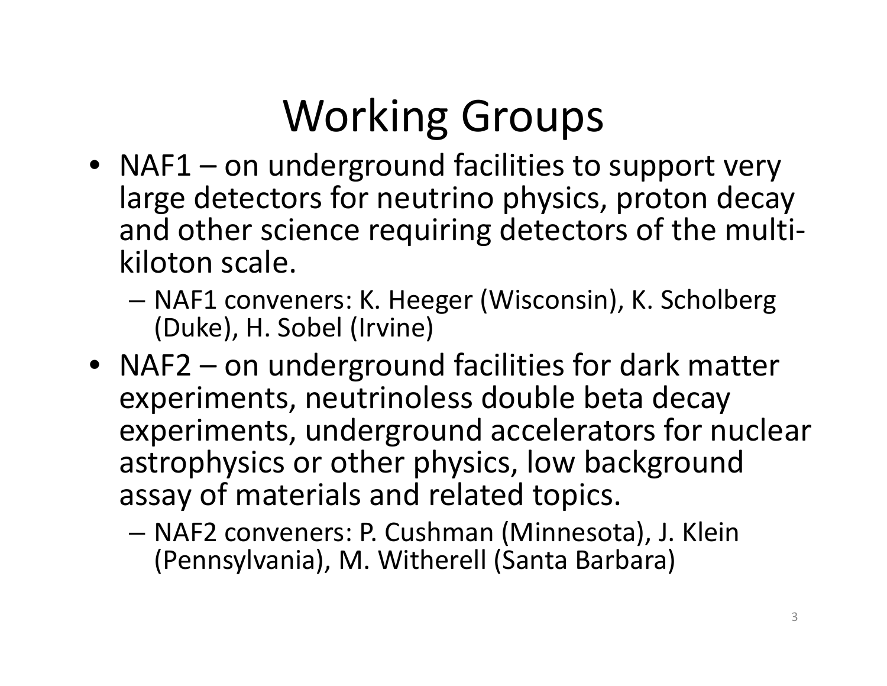# Working Groups

- NAF1 – on underground facilities to support very large detectors for neutrino physics, proton decay and other science requiring detectors of the multi-kiloton scale.
  - NAF1 conveners: K. Heeger (Wisconsin), K. Scholberg (Duke), H. Sobel (Irvine)
- NAF2 – on underground facilities for dark matter experiments, neutrinoless double beta decay experiments, underground accelerators for nuclear astrophysics or other physics, low background assay of materials and related topics.
  - NAF2 conveners: P. Cushman (Minnesota), J. Klein (Pennsylvania), M. Witherell (Santa Barbara)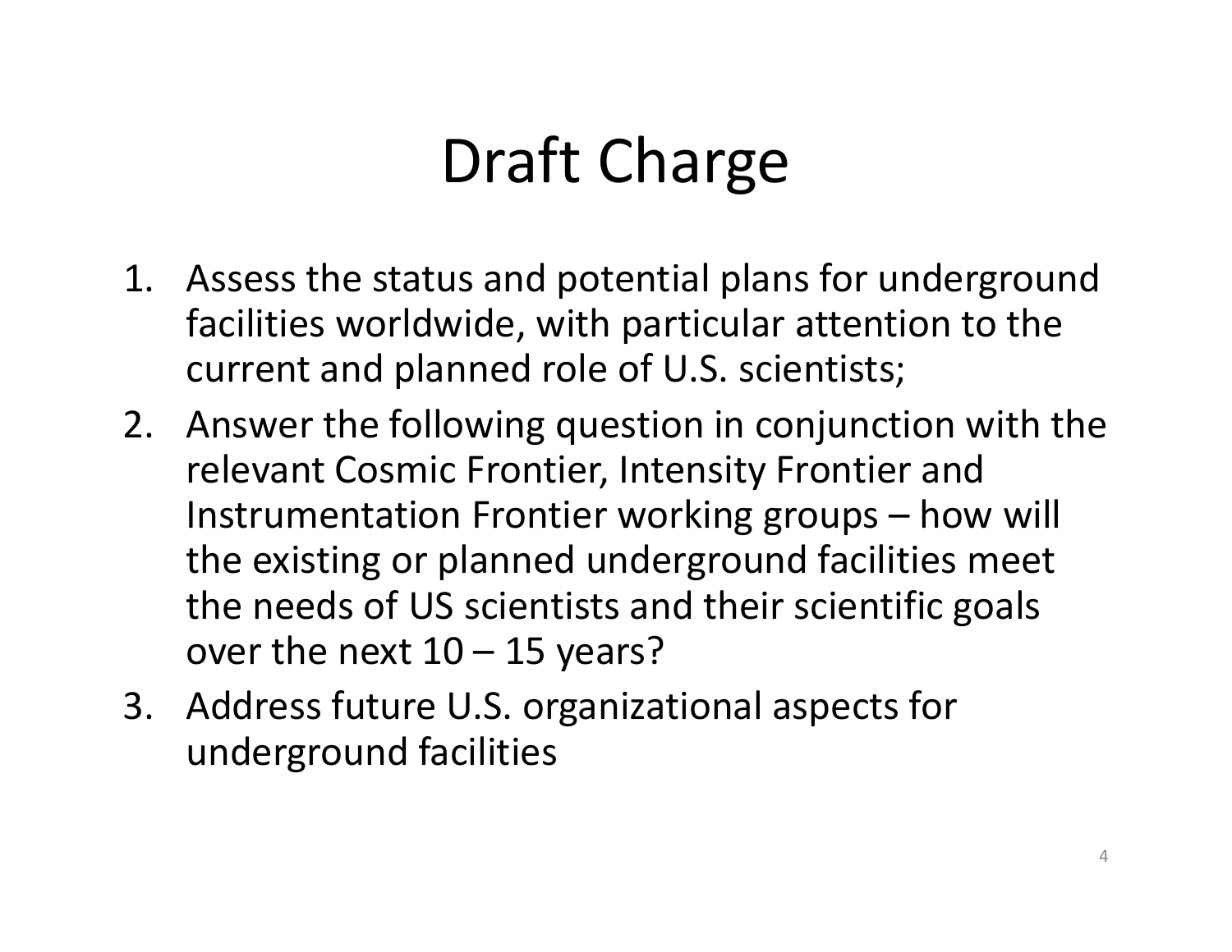# Draft Charge

1. Assess the status and potential plans for underground facilities worldwide, with particular attention to the current and planned role of U.S. scientists;
2. Answer the following question in conjunction with the relevant Cosmic Frontier, Intensity Frontier and Instrumentation Frontier working groups – how will the existing or planned underground facilities meet the needs of US scientists and their scientific goals over the next 10 – 15 years?
3. Address future U.S. organizational aspects for underground facilities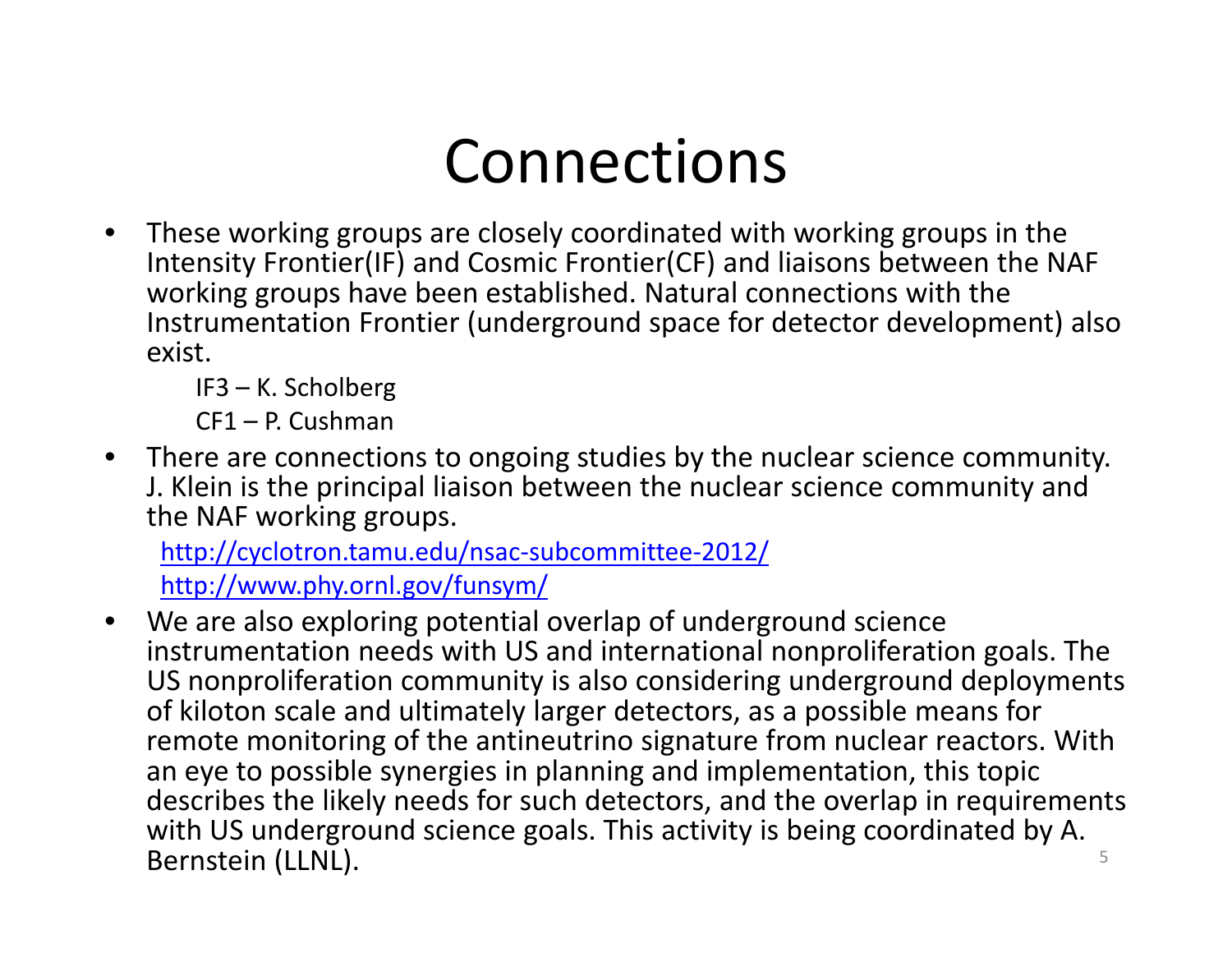# Connections

- These working groups are closely coordinated with working groups in the Intensity Frontier(IF) and Cosmic Frontier(CF) and liaisons between the NAF working groups have been established. Natural connections with the Instrumentation Frontier (underground space for detector development) also exist.

  IF3 – K. Scholberg

  CF1 – P. Cushman

- There are connections to ongoing studies by the nuclear science community. J. Klein is the principal liaison between the nuclear science community and the NAF working groups.

  http://cyclotron.tamu.edu/nsac-subcommittee-2012/

  http://www.phy.ornl.gov/funsym/

- We are also exploring potential overlap of underground science instrumentation needs with US and international nonproliferation goals. The US nonproliferation community is also considering underground deployments of kiloton scale and ultimately larger detectors, as a possible means for remote monitoring of the antineutrino signature from nuclear reactors. With an eye to possible synergies in planning and implementation, this topic describes the likely needs for such detectors, and the overlap in requirements with US underground science goals. This activity is being coordinated by A. Bernstein (LLNL).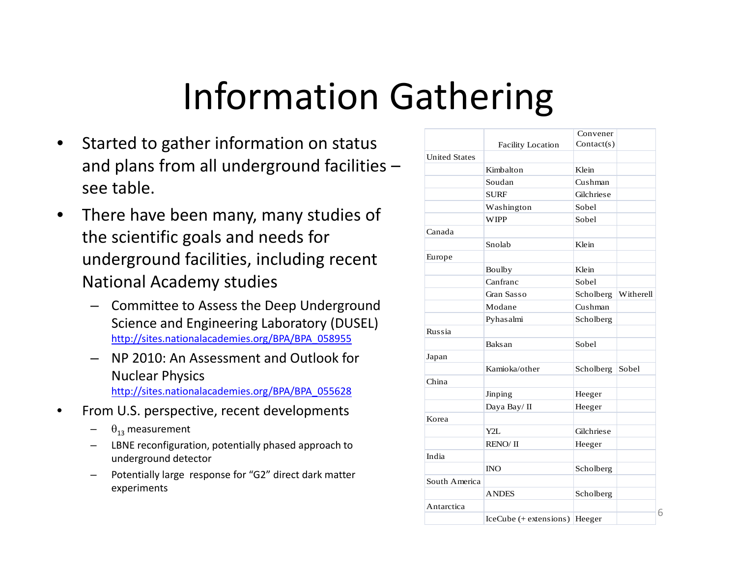# Information Gathering

- Started to gather information on status and plans from all underground facilities – see table.
- There have been many, many studies of the scientific goals and needs for underground facilities, including recent National Academy studies
  - Committee to Assess the Deep Underground Science and Engineering Laboratory (DUSEL) http://sites.nationalacademies.org/BPA/BPA_058955
  - NP 2010: An Assessment and Outlook for Nuclear Physics http://sites.nationalacademies.org/BPA/BPA_055628
- From U.S. perspective, recent developments
  - $\theta_{13}$ measurement
  - LBNE reconfiguration, potentially phased approach to underground detector
  - Potentially large response for "G2" direct dark matter experiments

| | Facility Location | Convener Contact(s) | |
|---|---|---|---|
| United States | | | |
| | Kimbalton | Klein | |
| | Soudan | Cushman | |
| | SURF | Gilchriese | |
| | Washington | Sobel | |
| | WIPP | Sobel | |
| Canada | | | |
| | Snolab | Klein | |
| Europe | | | |
| | Boulby | Klein | |
| | Canfranc | Sobel | |
| | Gran Sasso | Scholberg | Witherell |
| | Modane | Cushman | |
| | Pyhasalmi | Scholberg | |
| Russia | | | |
| | Baksan | Sobel | |
| Japan | | | |
| | Kamioka/other | Scholberg | Sobel |
| China | | | |
| | Jinping | Heeger | |
| | Daya Bay/ II | Heeger | |
| Korea | | | |
| | Y2L | Gilchriese | |
| | RENO/ II | Heeger | |
| India | | | |
| | INO | Scholberg | |
| South America | | | |
| | ANDES | Scholberg | |
| Antarctica | | | |
| | IceCube (+ extensions) | Heeger | |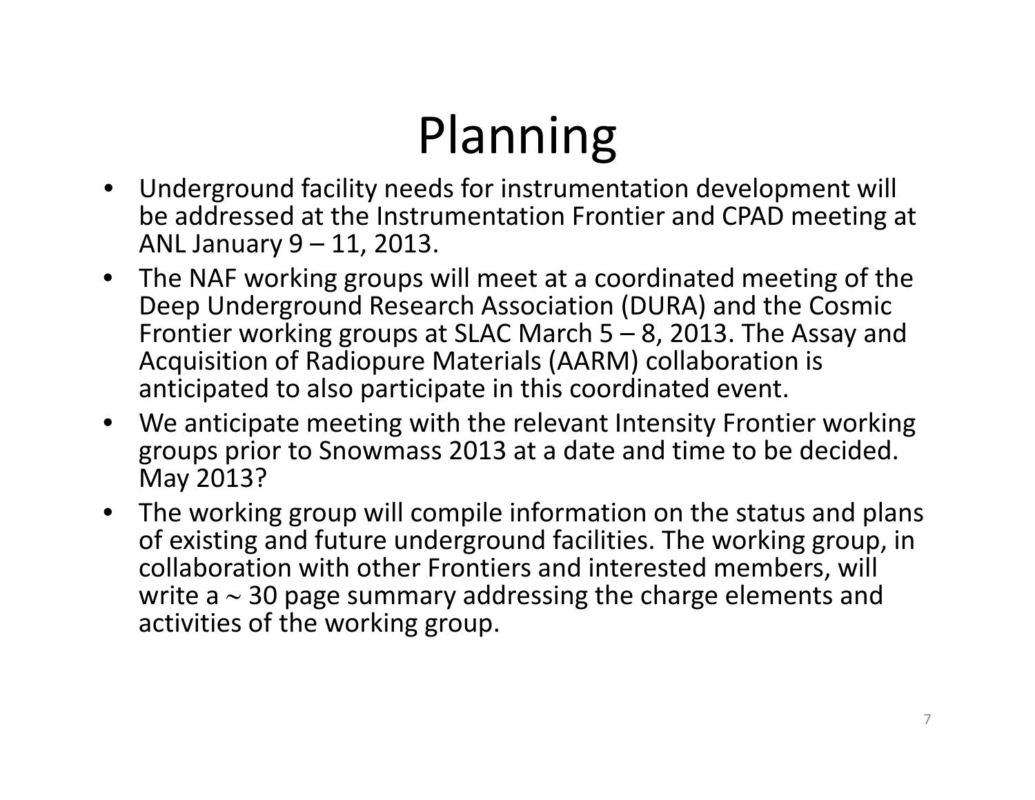# Planning

- Underground facility needs for instrumentation development will be addressed at the Instrumentation Frontier and CPAD meeting at ANL January 9 – 11, 2013.
- The NAF working groups will meet at a coordinated meeting of the Deep Underground Research Association (DURA) and the Cosmic Frontier working groups at SLAC March 5 – 8, 2013. The Assay and Acquisition of Radiopure Materials (AARM) collaboration is anticipated to also participate in this coordinated event.
- We anticipate meeting with the relevant Intensity Frontier working groups prior to Snowmass 2013 at a date and time to be decided. May 2013?
- The working group will compile information on the status and plans of existing and future underground facilities. The working group, in collaboration with other Frontiers and interested members, will write a $\sim$ 30 page summary addressing the charge elements and activities of the working group.